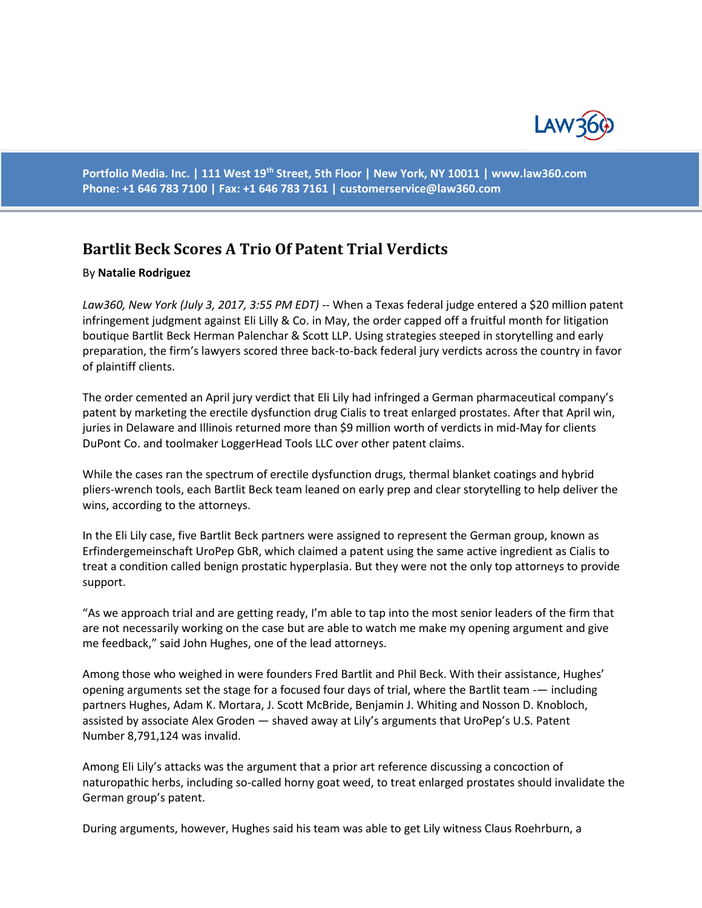# Bartlit Beck Scores A Trio Of Patent Trial Verdicts

By **Natalie Rodriguez**

*Law360, New York (July 3, 2017, 3:55 PM EDT)* -- When a Texas federal judge entered a $20 million patent infringement judgment against Eli Lilly & Co. in May, the order capped off a fruitful month for litigation boutique Bartlit Beck Herman Palenchar & Scott LLP. Using strategies steeped in storytelling and early preparation, the firm's lawyers scored three back-to-back federal jury verdicts across the country in favor of plaintiff clients.

The order cemented an April jury verdict that Eli Lily had infringed a German pharmaceutical company's patent by marketing the erectile dysfunction drug Cialis to treat enlarged prostates. After that April win, juries in Delaware and Illinois returned more than $9 million worth of verdicts in mid-May for clients DuPont Co. and toolmaker LoggerHead Tools LLC over other patent claims.

While the cases ran the spectrum of erectile dysfunction drugs, thermal blanket coatings and hybrid pliers-wrench tools, each Bartlit Beck team leaned on early prep and clear storytelling to help deliver the wins, according to the attorneys.

In the Eli Lily case, five Bartlit Beck partners were assigned to represent the German group, known as Erfindergemeinschaft UroPep GbR, which claimed a patent using the same active ingredient as Cialis to treat a condition called benign prostatic hyperplasia. But they were not the only top attorneys to provide support.

"As we approach trial and are getting ready, I'm able to tap into the most senior leaders of the firm that are not necessarily working on the case but are able to watch me make my opening argument and give me feedback," said John Hughes, one of the lead attorneys.

Among those who weighed in were founders Fred Bartlit and Phil Beck. With their assistance, Hughes' opening arguments set the stage for a focused four days of trial, where the Bartlit team -— including partners Hughes, Adam K. Mortara, J. Scott McBride, Benjamin J. Whiting and Nosson D. Knobloch, assisted by associate Alex Groden — shaved away at Lily's arguments that UroPep's U.S. Patent Number 8,791,124 was invalid.

Among Eli Lily's attacks was the argument that a prior art reference discussing a concoction of naturopathic herbs, including so-called horny goat weed, to treat enlarged prostates should invalidate the German group's patent.

During arguments, however, Hughes said his team was able to get Lily witness Claus Roehrburn, a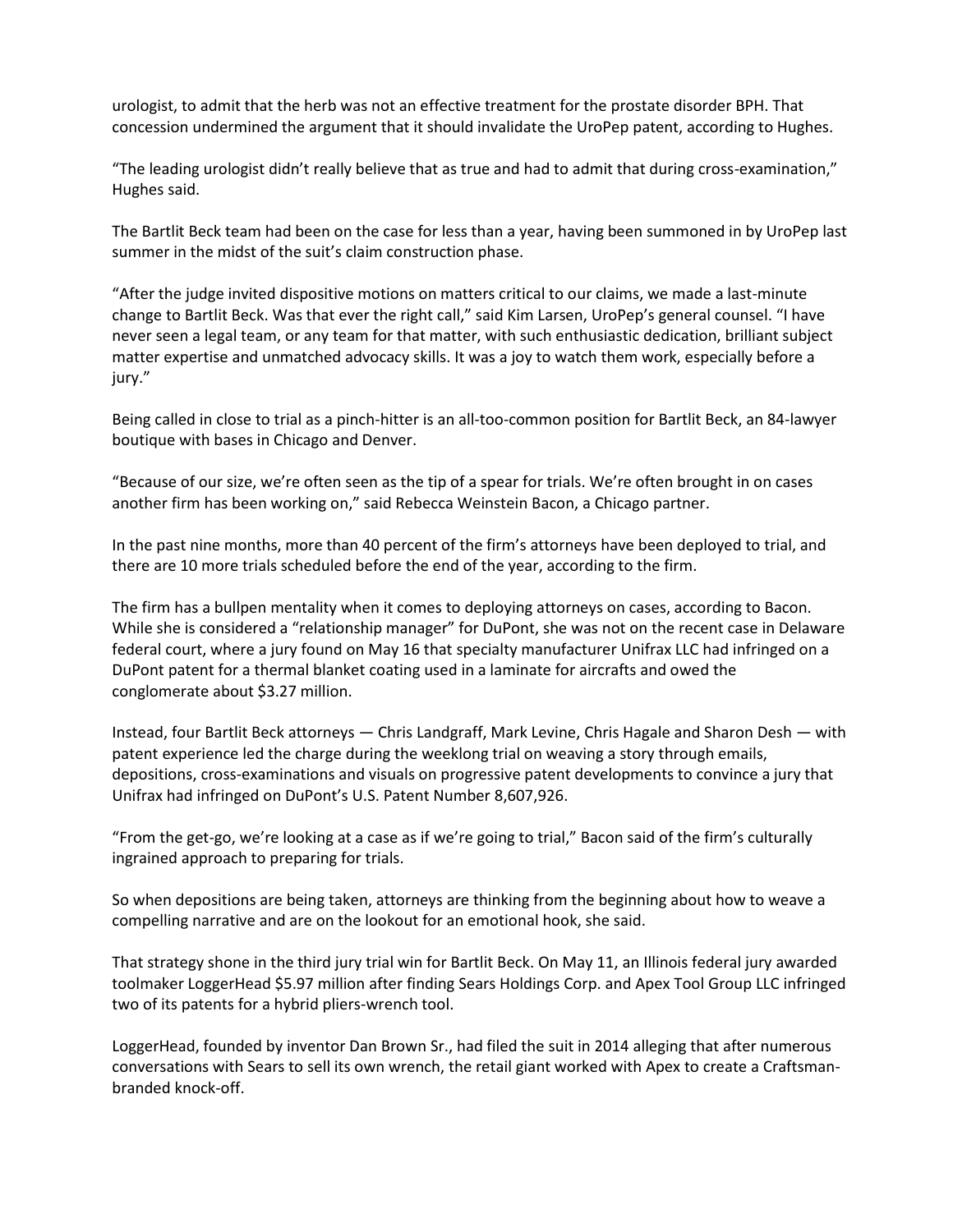urologist, to admit that the herb was not an effective treatment for the prostate disorder BPH. That concession undermined the argument that it should invalidate the UroPep patent, according to Hughes.

"The leading urologist didn't really believe that as true and had to admit that during cross-examination," Hughes said.

The Bartlit Beck team had been on the case for less than a year, having been summoned in by UroPep last summer in the midst of the suit's claim construction phase.

"After the judge invited dispositive motions on matters critical to our claims, we made a last-minute change to Bartlit Beck. Was that ever the right call," said Kim Larsen, UroPep's general counsel. "I have never seen a legal team, or any team for that matter, with such enthusiastic dedication, brilliant subject matter expertise and unmatched advocacy skills. It was a joy to watch them work, especially before a jury."

Being called in close to trial as a pinch-hitter is an all-too-common position for Bartlit Beck, an 84-lawyer boutique with bases in Chicago and Denver.

"Because of our size, we're often seen as the tip of a spear for trials. We're often brought in on cases another firm has been working on," said Rebecca Weinstein Bacon, a Chicago partner.

In the past nine months, more than 40 percent of the firm's attorneys have been deployed to trial, and there are 10 more trials scheduled before the end of the year, according to the firm.

The firm has a bullpen mentality when it comes to deploying attorneys on cases, according to Bacon. While she is considered a "relationship manager" for DuPont, she was not on the recent case in Delaware federal court, where a jury found on May 16 that specialty manufacturer Unifrax LLC had infringed on a DuPont patent for a thermal blanket coating used in a laminate for aircrafts and owed the conglomerate about $3.27 million.

Instead, four Bartlit Beck attorneys — Chris Landgraff, Mark Levine, Chris Hagale and Sharon Desh — with patent experience led the charge during the weeklong trial on weaving a story through emails, depositions, cross-examinations and visuals on progressive patent developments to convince a jury that Unifrax had infringed on DuPont's U.S. Patent Number 8,607,926.

"From the get-go, we're looking at a case as if we're going to trial," Bacon said of the firm's culturally ingrained approach to preparing for trials.

So when depositions are being taken, attorneys are thinking from the beginning about how to weave a compelling narrative and are on the lookout for an emotional hook, she said.

That strategy shone in the third jury trial win for Bartlit Beck. On May 11, an Illinois federal jury awarded toolmaker LoggerHead $5.97 million after finding Sears Holdings Corp. and Apex Tool Group LLC infringed two of its patents for a hybrid pliers-wrench tool.

LoggerHead, founded by inventor Dan Brown Sr., had filed the suit in 2014 alleging that after numerous conversations with Sears to sell its own wrench, the retail giant worked with Apex to create a Craftsman-branded knock-off.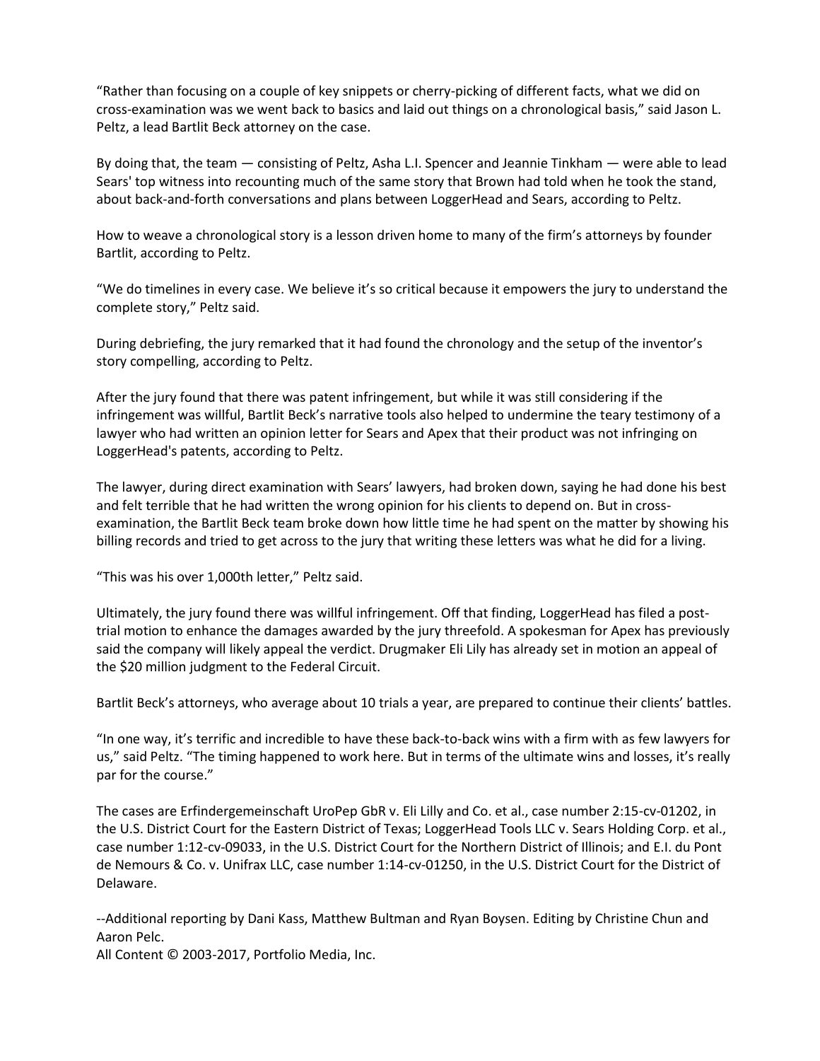"Rather than focusing on a couple of key snippets or cherry-picking of different facts, what we did on cross-examination was we went back to basics and laid out things on a chronological basis," said Jason L. Peltz, a lead Bartlit Beck attorney on the case.

By doing that, the team — consisting of Peltz, Asha L.I. Spencer and Jeannie Tinkham — were able to lead Sears' top witness into recounting much of the same story that Brown had told when he took the stand, about back-and-forth conversations and plans between LoggerHead and Sears, according to Peltz.

How to weave a chronological story is a lesson driven home to many of the firm's attorneys by founder Bartlit, according to Peltz.

"We do timelines in every case. We believe it's so critical because it empowers the jury to understand the complete story," Peltz said.

During debriefing, the jury remarked that it had found the chronology and the setup of the inventor's story compelling, according to Peltz.

After the jury found that there was patent infringement, but while it was still considering if the infringement was willful, Bartlit Beck's narrative tools also helped to undermine the teary testimony of a lawyer who had written an opinion letter for Sears and Apex that their product was not infringing on LoggerHead's patents, according to Peltz.

The lawyer, during direct examination with Sears' lawyers, had broken down, saying he had done his best and felt terrible that he had written the wrong opinion for his clients to depend on. But in cross-examination, the Bartlit Beck team broke down how little time he had spent on the matter by showing his billing records and tried to get across to the jury that writing these letters was what he did for a living.

"This was his over 1,000th letter," Peltz said.

Ultimately, the jury found there was willful infringement. Off that finding, LoggerHead has filed a post-trial motion to enhance the damages awarded by the jury threefold. A spokesman for Apex has previously said the company will likely appeal the verdict. Drugmaker Eli Lily has already set in motion an appeal of the $20 million judgment to the Federal Circuit.

Bartlit Beck's attorneys, who average about 10 trials a year, are prepared to continue their clients' battles.

"In one way, it's terrific and incredible to have these back-to-back wins with a firm with as few lawyers for us," said Peltz. "The timing happened to work here. But in terms of the ultimate wins and losses, it's really par for the course."

The cases are Erfindergemeinschaft UroPep GbR v. Eli Lilly and Co. et al., case number 2:15-cv-01202, in the U.S. District Court for the Eastern District of Texas; LoggerHead Tools LLC v. Sears Holding Corp. et al., case number 1:12-cv-09033, in the U.S. District Court for the Northern District of Illinois; and E.I. du Pont de Nemours & Co. v. Unifrax LLC, case number 1:14-cv-01250, in the U.S. District Court for the District of Delaware.

--Additional reporting by Dani Kass, Matthew Bultman and Ryan Boysen. Editing by Christine Chun and Aaron Pelc.

All Content © 2003-2017, Portfolio Media, Inc.